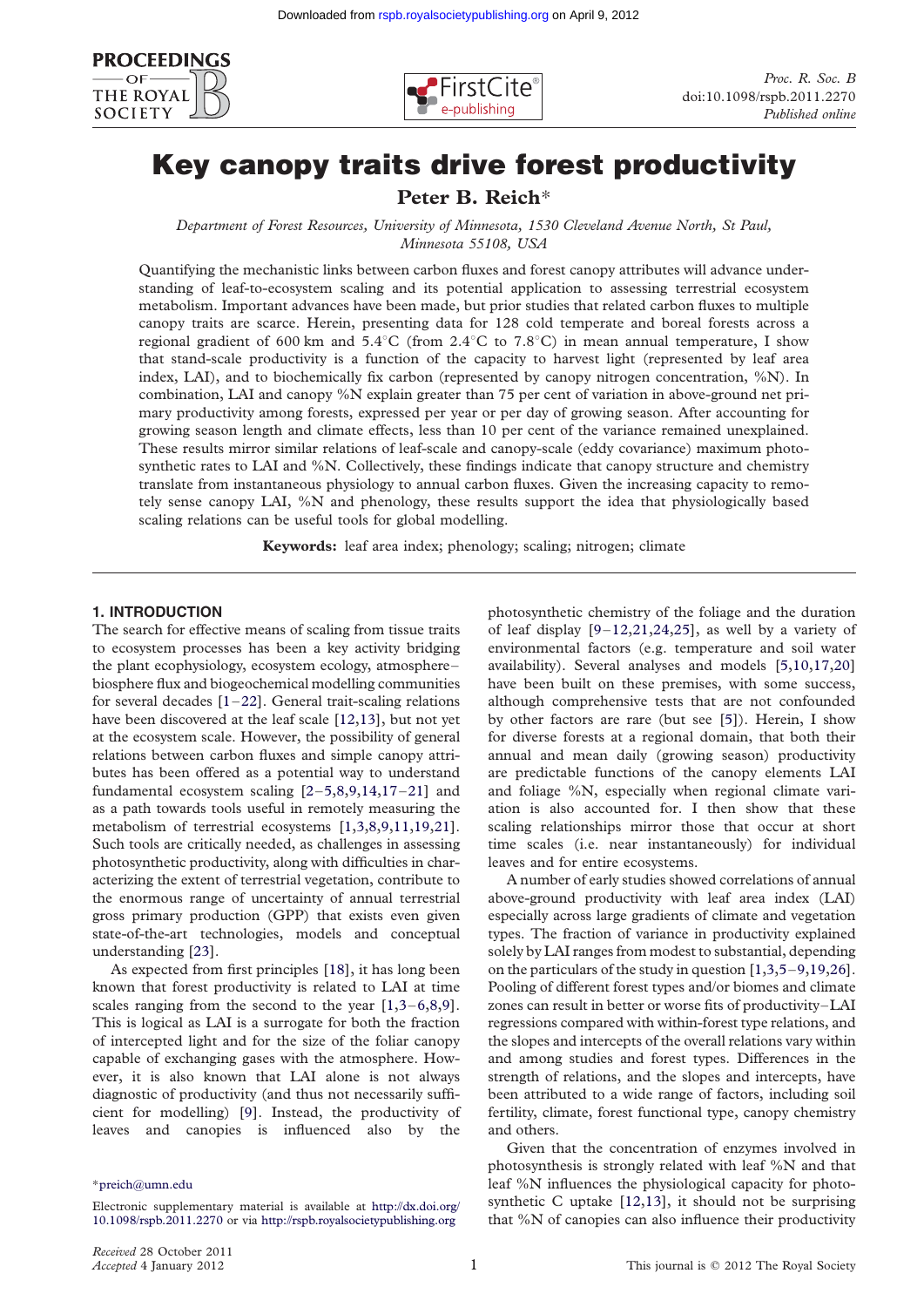# Key canopy traits drive forest productivity

**Peter B. Reich***

*Department of Forest Resources, University of Minnesota, 1530 Cleveland Avenue North, St Paul, Minnesota 55108, USA*

Quantifying the mechanistic links between carbon fluxes and forest canopy attributes will advance understanding of leaf-to-ecosystem scaling and its potential application to assessing terrestrial ecosystem metabolism. Important advances have been made, but prior studies that related carbon fluxes to multiple canopy traits are scarce. Herein, presenting data for 128 cold temperate and boreal forests across a regional gradient of 600 km and 5.4°C (from 2.4°C to 7.8°C) in mean annual temperature, I show that stand-scale productivity is a function of the capacity to harvest light (represented by leaf area index, LAI), and to biochemically fix carbon (represented by canopy nitrogen concentration, %N). In combination, LAI and canopy %N explain greater than 75 per cent of variation in above-ground net primary productivity among forests, expressed per year or per day of growing season. After accounting for growing season length and climate effects, less than 10 per cent of the variance remained unexplained. These results mirror similar relations of leaf-scale and canopy-scale (eddy covariance) maximum photosynthetic rates to LAI and %N. Collectively, these findings indicate that canopy structure and chemistry translate from instantaneous physiology to annual carbon fluxes. Given the increasing capacity to remotely sense canopy LAI, %N and phenology, these results support the idea that physiologically based scaling relations can be useful tools for global modelling.

**Keywords:** leaf area index; phenology; scaling; nitrogen; climate

## 1. INTRODUCTION

The search for effective means of scaling from tissue traits to ecosystem processes has been a key activity bridging the plant ecophysiology, ecosystem ecology, atmosphere–biosphere flux and biogeochemical modelling communities for several decades [1–22]. General trait-scaling relations have been discovered at the leaf scale [12,13], but not yet at the ecosystem scale. However, the possibility of general relations between carbon fluxes and simple canopy attributes has been offered as a potential way to understand fundamental ecosystem scaling [2–5,8,9,14,17–21] and as a path towards tools useful in remotely measuring the metabolism of terrestrial ecosystems [1,3,8,9,11,19,21]. Such tools are critically needed, as challenges in assessing photosynthetic productivity, along with difficulties in characterizing the extent of terrestrial vegetation, contribute to the enormous range of uncertainty of annual terrestrial gross primary production (GPP) that exists even given state-of-the-art technologies, models and conceptual understanding [23].

As expected from first principles [18], it has long been known that forest productivity is related to LAI at time scales ranging from the second to the year [1,3–6,8,9]. This is logical as LAI is a surrogate for both the fraction of intercepted light and for the size of the foliar canopy capable of exchanging gases with the atmosphere. However, it is also known that LAI alone is not always diagnostic of productivity (and thus not necessarily sufficient for modelling) [9]. Instead, the productivity of leaves and canopies is influenced also by the photosynthetic chemistry of the foliage and the duration of leaf display [9–12,21,24,25], as well by a variety of environmental factors (e.g. temperature and soil water availability). Several analyses and models [5,10,17,20] have been built on these premises, with some success, although comprehensive tests that are not confounded by other factors are rare (but see [5]). Herein, I show for diverse forests at a regional domain, that both their annual and mean daily (growing season) productivity are predictable functions of the canopy elements LAI and foliage %N, especially when regional climate variation is also accounted for. I then show that these scaling relationships mirror those that occur at short time scales (i.e. near instantaneously) for individual leaves and for entire ecosystems.

A number of early studies showed correlations of annual above-ground productivity with leaf area index (LAI) especially across large gradients of climate and vegetation types. The fraction of variance in productivity explained solely by LAI ranges from modest to substantial, depending on the particulars of the study in question [1,3,5–9,19,26]. Pooling of different forest types and/or biomes and climate zones can result in better or worse fits of productivity–LAI regressions compared with within-forest type relations, and the slopes and intercepts of the overall relations vary within and among studies and forest types. Differences in the strength of relations, and the slopes and intercepts, have been attributed to a wide range of factors, including soil fertility, climate, forest functional type, canopy chemistry and others.

Given that the concentration of enzymes involved in photosynthesis is strongly related with leaf %N and that leaf %N influences the physiological capacity for photosynthetic C uptake [12,13], it should not be surprising that %N of canopies can also influence their productivity

*preich@umn.edu

Electronic supplementary material is available at http://dx.doi.org/10.1098/rspb.2011.2270 or via http://rspb.royalsocietypublishing.org

*Received* 28 October 2011
*Accepted* 4 January 2012

This journal is © 2012 The Royal Society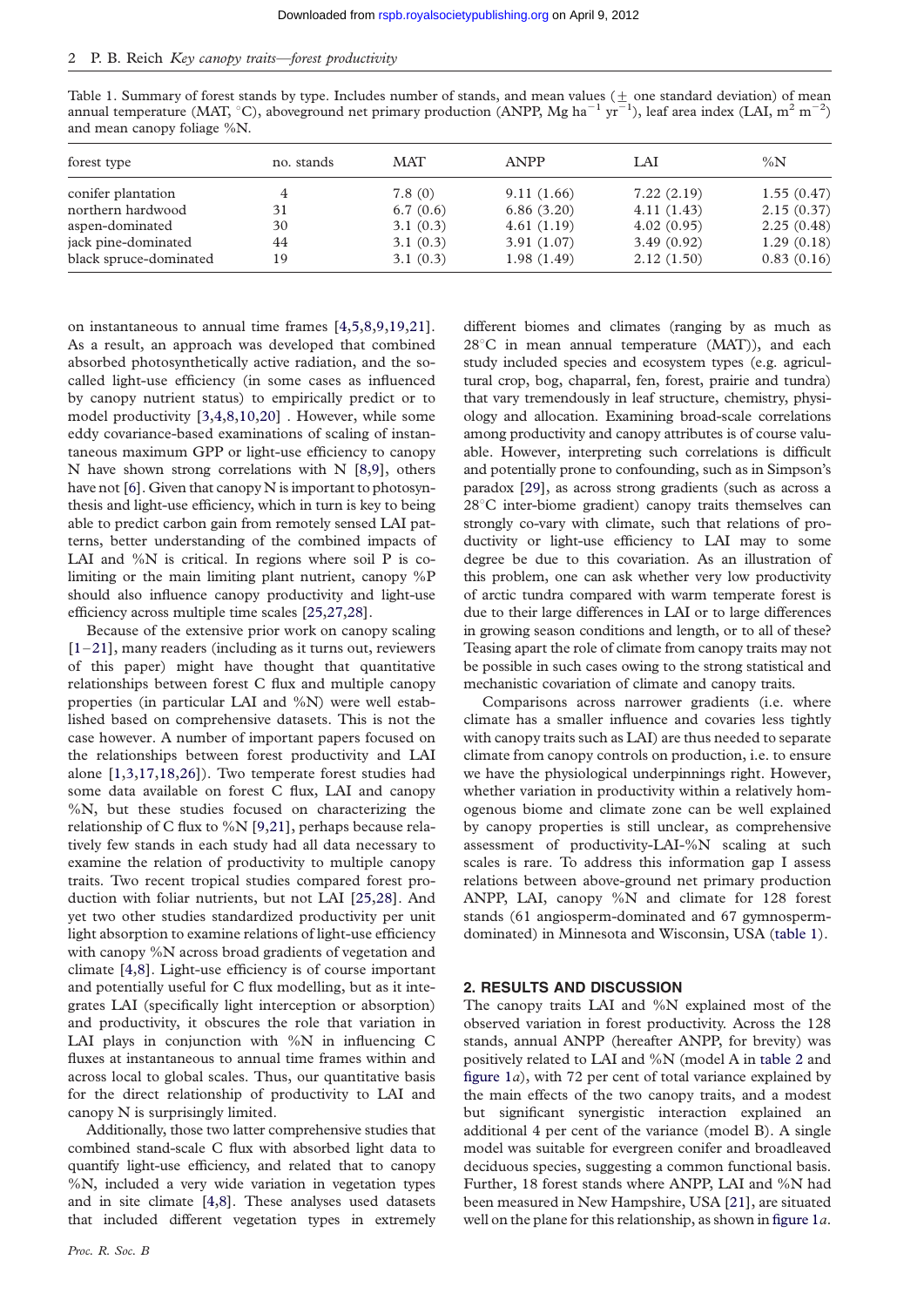Table 1. Summary of forest stands by type. Includes number of stands, and mean values (± one standard deviation) of mean annual temperature (MAT, °C), aboveground net primary production (ANPP, Mg ha$^{-1}$ yr$^{-1}$), leaf area index (LAI, m$^2$ m$^{-2}$) and mean canopy foliage %N.

| forest type | no. stands | MAT | ANPP | LAI | %N |
|---|---|---|---|---|---|
| conifer plantation | 4 | 7.8 (0) | 9.11 (1.66) | 7.22 (2.19) | 1.55 (0.47) |
| northern hardwood | 31 | 6.7 (0.6) | 6.86 (3.20) | 4.11 (1.43) | 2.15 (0.37) |
| aspen-dominated | 30 | 3.1 (0.3) | 4.61 (1.19) | 4.02 (0.95) | 2.25 (0.48) |
| jack pine-dominated | 44 | 3.1 (0.3) | 3.91 (1.07) | 3.49 (0.92) | 1.29 (0.18) |
| black spruce-dominated | 19 | 3.1 (0.3) | 1.98 (1.49) | 2.12 (1.50) | 0.83 (0.16) |

on instantaneous to annual time frames [4,5,8,9,19,21]. As a result, an approach was developed that combined absorbed photosynthetically active radiation, and the so-called light-use efficiency (in some cases as influenced by canopy nutrient status) to empirically predict or to model productivity [3,4,8,10,20] . However, while some eddy covariance-based examinations of scaling of instantaneous maximum GPP or light-use efficiency to canopy N have shown strong correlations with N [8,9], others have not [6]. Given that canopy N is important to photosynthesis and light-use efficiency, which in turn is key to being able to predict carbon gain from remotely sensed LAI patterns, better understanding of the combined impacts of LAI and %N is critical. In regions where soil P is co-limiting or the main limiting plant nutrient, canopy %P should also influence canopy productivity and light-use efficiency across multiple time scales [25,27,28].

Because of the extensive prior work on canopy scaling [1–21], many readers (including as it turns out, reviewers of this paper) might have thought that quantitative relationships between forest C flux and multiple canopy properties (in particular LAI and %N) were well established based on comprehensive datasets. This is not the case however. A number of important papers focused on the relationships between forest productivity and LAI alone [1,3,17,18,26]). Two temperate forest studies had some data available on forest C flux, LAI and canopy %N, but these studies focused on characterizing the relationship of C flux to %N [9,21], perhaps because relatively few stands in each study had all data necessary to examine the relation of productivity to multiple canopy traits. Two recent tropical studies compared forest production with foliar nutrients, but not LAI [25,28]. And yet two other studies standardized productivity per unit light absorption to examine relations of light-use efficiency with canopy %N across broad gradients of vegetation and climate [4,8]. Light-use efficiency is of course important and potentially useful for C flux modelling, but as it integrates LAI (specifically light interception or absorption) and productivity, it obscures the role that variation in LAI plays in conjunction with %N in influencing C fluxes at instantaneous to annual time frames within and across local to global scales. Thus, our quantitative basis for the direct relationship of productivity to LAI and canopy N is surprisingly limited.

Additionally, those two latter comprehensive studies that combined stand-scale C flux with absorbed light data to quantify light-use efficiency, and related that to canopy %N, included a very wide variation in vegetation types and in site climate [4,8]. These analyses used datasets that included different vegetation types in extremely different biomes and climates (ranging by as much as 28°C in mean annual temperature (MAT)), and each study included species and ecosystem types (e.g. agricultural crop, bog, chaparral, fen, forest, prairie and tundra) that vary tremendously in leaf structure, chemistry, physiology and allocation. Examining broad-scale correlations among productivity and canopy attributes is of course valuable. However, interpreting such correlations is difficult and potentially prone to confounding, such as in Simpson's paradox [29], as across strong gradients (such as across a 28°C inter-biome gradient) canopy traits themselves can strongly co-vary with climate, such that relations of productivity or light-use efficiency to LAI may to some degree be due to this covariation. As an illustration of this problem, one can ask whether very low productivity of arctic tundra compared with warm temperate forest is due to their large differences in LAI or to large differences in growing season conditions and length, or to all of these? Teasing apart the role of climate from canopy traits may not be possible in such cases owing to the strong statistical and mechanistic covariation of climate and canopy traits.

Comparisons across narrower gradients (i.e. where climate has a smaller influence and covaries less tightly with canopy traits such as LAI) are thus needed to separate climate from canopy controls on production, i.e. to ensure we have the physiological underpinnings right. However, whether variation in productivity within a relatively homogenous biome and climate zone can be well explained by canopy properties is still unclear, as comprehensive assessment of productivity-LAI-%N scaling at such scales is rare. To address this information gap I assess relations between above-ground net primary production ANPP, LAI, canopy %N and climate for 128 forest stands (61 angiosperm-dominated and 67 gymnosperm-dominated) in Minnesota and Wisconsin, USA (table 1).

## 2. RESULTS AND DISCUSSION

The canopy traits LAI and %N explained most of the observed variation in forest productivity. Across the 128 stands, annual ANPP (hereafter ANPP, for brevity) was positively related to LAI and %N (model A in table 2 and figure 1*a*), with 72 per cent of total variance explained by the main effects of the two canopy traits, and a modest but significant synergistic interaction explained an additional 4 per cent of the variance (model B). A single model was suitable for evergreen conifer and broadleaved deciduous species, suggesting a common functional basis. Further, 18 forest stands where ANPP, LAI and %N had been measured in New Hampshire, USA [21], are situated well on the plane for this relationship, as shown in figure 1*a*.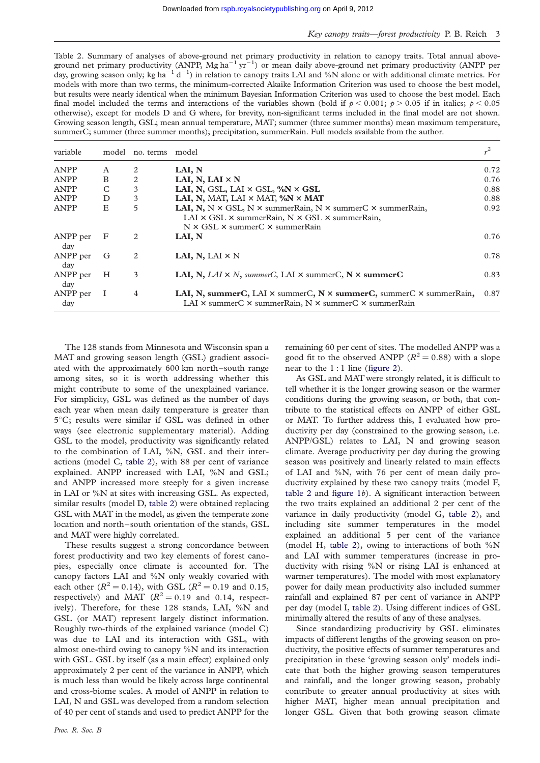Table 2. Summary of analyses of above-ground net primary productivity in relation to canopy traits. Total annual above-ground net primary productivity (ANPP, Mg ha$^{-1}$ yr$^{-1}$) or mean daily above-ground net primary productivity (ANPP per day, growing season only; kg ha$^{-1}$ d$^{-1}$) in relation to canopy traits LAI and %N alone or with additional climate metrics. For models with more than two terms, the minimum-corrected Akaike Information Criterion was used to choose the best model, but results were nearly identical when the minimum Bayesian Information Criterion was used to choose the best model. Each final model included the terms and interactions of the variables shown (bold if $p < 0.001$; $p > 0.05$ if in italics; $p < 0.05$ otherwise), except for models D and G where, for brevity, non-significant terms included in the final model are not shown. Growing season length, GSL; mean annual temperature, MAT; summer (three summer months) mean maximum temperature, summerC; summer (three summer months); precipitation, summerRain. Full models available from the author.

| variable | model | no. terms | model | $r^2$ |
|---|---|---|---|---|
| ANPP | A | 2 | **LAI, N** | 0.72 |
| ANPP | B | 2 | **LAI, N, LAI × N** | 0.76 |
| ANPP | C | 3 | **LAI, N,** GSL, LAI × GSL, **%N × GSL** | 0.88 |
| ANPP | D | 3 | **LAI, N,** MAT, LAI × MAT, **%N × MAT** | 0.88 |
| ANPP | E | 5 | **LAI, N,** N × GSL, N × summerRain, N × summerC × summerRain, LAI × GSL × summerRain, N × GSL × summerRain, N × GSL × summerC × summerRain | 0.92 |
| ANPP per day | F | 2 | **LAI, N** | 0.76 |
| ANPP per day | G | 2 | **LAI, N,** LAI × N | 0.78 |
| ANPP per day | H | 3 | **LAI, N,** *LAI × N*, *summerC*, LAI × summerC, **N × summerC** | 0.83 |
| ANPP per day | I | 4 | **LAI, N, summerC,** LAI × summerC, **N × summerC,** summerC × summerRain, LAI × summerC × summerRain, N × summerC × summerRain | 0.87 |

The 128 stands from Minnesota and Wisconsin span a MAT and growing season length (GSL) gradient associated with the approximately 600 km north–south range among sites, so it is worth addressing whether this might contribute to some of the unexplained variance. For simplicity, GSL was defined as the number of days each year when mean daily temperature is greater than 5°C; results were similar if GSL was defined in other ways (see electronic supplementary material). Adding GSL to the model, productivity was significantly related to the combination of LAI, %N, GSL and their interactions (model C, table 2), with 88 per cent of variance explained. ANPP increased with LAI, %N and GSL; and ANPP increased more steeply for a given increase in LAI or %N at sites with increasing GSL. As expected, similar results (model D, table 2) were obtained replacing GSL with MAT in the model, as given the temperate zone location and north–south orientation of the stands, GSL and MAT were highly correlated.

These results suggest a strong concordance between forest productivity and two key elements of forest canopies, especially once climate is accounted for. The canopy factors LAI and %N only weakly covaried with each other ($R^2 = 0.14$), with GSL ($R^2 = 0.19$ and 0.15, respectively) and MAT ($R^2 = 0.19$ and 0.14, respectively). Therefore, for these 128 stands, LAI, %N and GSL (or MAT) represent largely distinct information. Roughly two-thirds of the explained variance (model C) was due to LAI and its interaction with GSL, with almost one-third owing to canopy %N and its interaction with GSL. GSL by itself (as a main effect) explained only approximately 2 per cent of the variance in ANPP, which is much less than would be likely across large continental and cross-biome scales. A model of ANPP in relation to LAI, N and GSL was developed from a random selection of 40 per cent of stands and used to predict ANPP for the remaining 60 per cent of sites. The modelled ANPP was a good fit to the observed ANPP ($R^2 = 0.88$) with a slope near to the 1 : 1 line (figure 2).

As GSL and MAT were strongly related, it is difficult to tell whether it is the longer growing season or the warmer conditions during the growing season, or both, that contribute to the statistical effects on ANPP of either GSL or MAT. To further address this, I evaluated how productivity per day (constrained to the growing season, i.e. ANPP/GSL) relates to LAI, N and growing season climate. Average productivity per day during the growing season was positively and linearly related to main effects of LAI and %N, with 76 per cent of mean daily productivity explained by these two canopy traits (model F, table 2 and figure 1*b*). A significant interaction between the two traits explained an additional 2 per cent of the variance in daily productivity (model G, table 2), and including site summer temperatures in the model explained an additional 5 per cent of the variance (model H, table 2), owing to interactions of both %N and LAI with summer temperatures (increase in productivity with rising %N or rising LAI is enhanced at warmer temperatures). The model with most explanatory power for daily mean productivity also included summer rainfall and explained 87 per cent of variance in ANPP per day (model I, table 2). Using different indices of GSL minimally altered the results of any of these analyses.

Since standardizing productivity by GSL eliminates impacts of different lengths of the growing season on productivity, the positive effects of summer temperatures and precipitation in these 'growing season only' models indicate that both the higher growing season temperatures and rainfall, and the longer growing season, probably contribute to greater annual productivity at sites with higher MAT, higher mean annual precipitation and longer GSL. Given that both growing season climate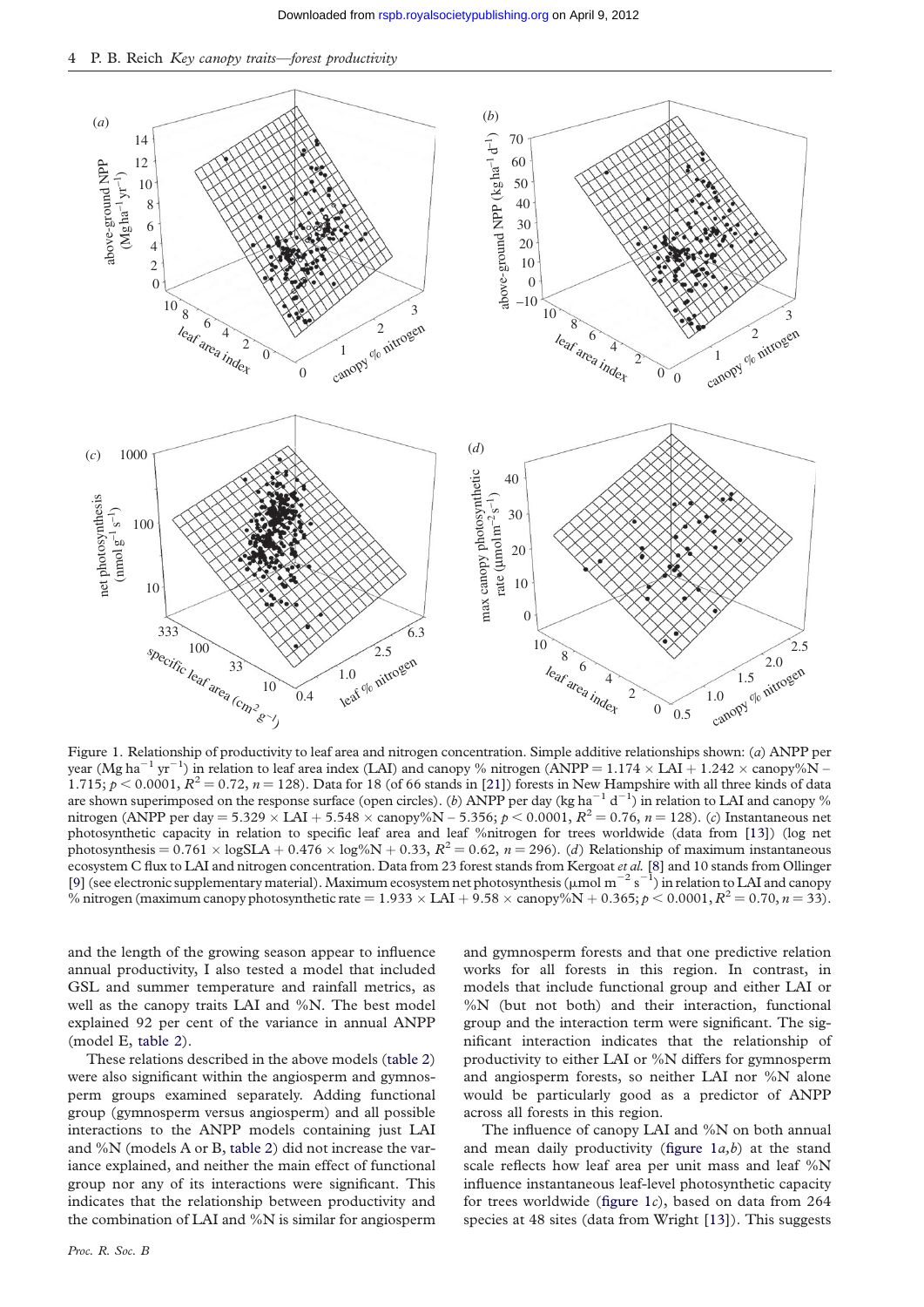Figure 1. Relationship of productivity to leaf area and nitrogen concentration. Simple additive relationships shown: (*a*) ANPP per year (Mg $ha^{-1}$ $yr^{-1}$) in relation to leaf area index (LAI) and canopy % nitrogen (ANPP = 1.174 × LAI + 1.242 × canopy%N − 1.715; $p < 0.0001$, $R^2 = 0.72$, $n = 128$). Data for 18 (of 66 stands in [21]) forests in New Hampshire with all three kinds of data are shown superimposed on the response surface (open circles). (*b*) ANPP per day (kg $ha^{-1}$ $d^{-1}$) in relation to LAI and canopy % nitrogen (ANPP per day = 5.329 × LAI + 5.548 × canopy%N − 5.356; $p < 0.0001$, $R^2 = 0.76$, $n = 128$). (*c*) Instantaneous net photosynthetic capacity in relation to specific leaf area and leaf %nitrogen for trees worldwide (data from [13]) (log net photosynthesis = 0.761 × logSLA + 0.476 × log%N + 0.33, $R^2 = 0.62$, $n = 296$). (*d*) Relationship of maximum instantaneous ecosystem C flux to LAI and nitrogen concentration. Data from 23 forest stands from Kergoat *et al.* [8] and 10 stands from Ollinger [9] (see electronic supplementary material). Maximum ecosystem net photosynthesis (μmol $m^{-2}$ $s^{-1}$) in relation to LAI and canopy % nitrogen (maximum canopy photosynthetic rate = 1.933 × LAI + 9.58 × canopy%N + 0.365; $p < 0.0001$, $R^2 = 0.70$, $n = 33$).

and the length of the growing season appear to influence annual productivity, I also tested a model that included GSL and summer temperature and rainfall metrics, as well as the canopy traits LAI and %N. The best model explained 92 per cent of the variance in annual ANPP (model E, table 2).

These relations described in the above models (table 2) were also significant within the angiosperm and gymnosperm groups examined separately. Adding functional group (gymnosperm versus angiosperm) and all possible interactions to the ANPP models containing just LAI and %N (models A or B, table 2) did not increase the variance explained, and neither the main effect of functional group nor any of its interactions were significant. This indicates that the relationship between productivity and the combination of LAI and %N is similar for angiosperm and gymnosperm forests and that one predictive relation works for all forests in this region. In contrast, in models that include functional group and either LAI or %N (but not both) and their interaction, functional group and the interaction term were significant. The significant interaction indicates that the relationship of productivity to either LAI or %N differs for gymnosperm and angiosperm forests, so neither LAI nor %N alone would be particularly good as a predictor of ANPP across all forests in this region.

The influence of canopy LAI and %N on both annual and mean daily productivity (figure 1*a*,*b*) at the stand scale reflects how leaf area per unit mass and leaf %N influence instantaneous leaf-level photosynthetic capacity for trees worldwide (figure 1*c*), based on data from 264 species at 48 sites (data from Wright [13]). This suggests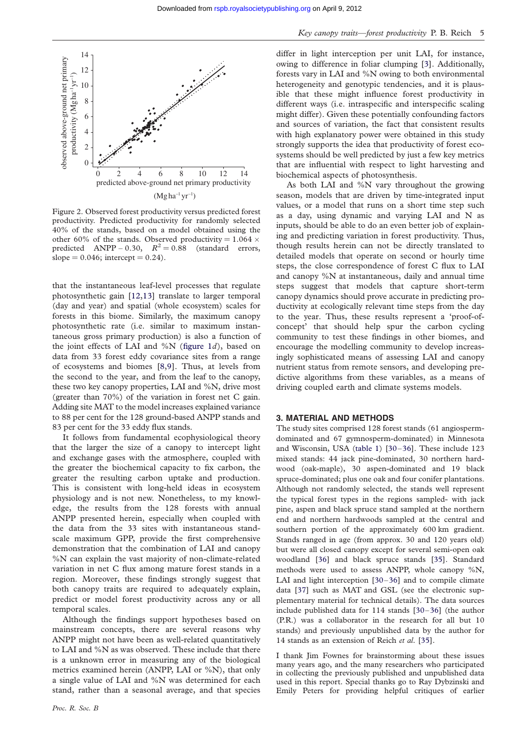observed above-ground net primary productivity ($Mg\,ha^{-1}\,yr^{-1}$)

14
12
10
8
6
4
2
0

0 2 4 6 8 10 12 14

predicted above-ground net primary productivity ($Mg\,ha^{-1}\,yr^{-1}$)

Figure 2. Observed forest productivity versus predicted forest productivity. Predicted productivity for randomly selected 40% of the stands, based on a model obtained using the other 60% of the stands. Observed productivity = 1.064 × predicted ANPP − 0.30, $R^2 = 0.88$ (standard errors, slope = 0.046; intercept = 0.24).

that the instantaneous leaf-level processes that regulate photosynthetic gain [12,13] translate to larger temporal (day and year) and spatial (whole ecosystem) scales for forests in this biome. Similarly, the maximum canopy photosynthetic rate (i.e. similar to maximum instantaneous gross primary production) is also a function of the joint effects of LAI and %N (figure 1*d*), based on data from 33 forest eddy covariance sites from a range of ecosystems and biomes [8,9]. Thus, at levels from the second to the year, and from the leaf to the canopy, these two key canopy properties, LAI and %N, drive most (greater than 70%) of the variation in forest net C gain. Adding site MAT to the model increases explained variance to 88 per cent for the 128 ground-based ANPP stands and 83 per cent for the 33 eddy flux stands.

It follows from fundamental ecophysiological theory that the larger the size of a canopy to intercept light and exchange gases with the atmosphere, coupled with the greater the biochemical capacity to fix carbon, the greater the resulting carbon uptake and production. This is consistent with long-held ideas in ecosystem physiology and is not new. Nonetheless, to my knowledge, the results from the 128 forests with annual ANPP presented herein, especially when coupled with the data from the 33 sites with instantaneous stand-scale maximum GPP, provide the first comprehensive demonstration that the combination of LAI and canopy %N can explain the vast majority of non-climate-related variation in net C flux among mature forest stands in a region. Moreover, these findings strongly suggest that both canopy traits are required to adequately explain, predict or model forest productivity across any or all temporal scales.

Although the findings support hypotheses based on mainstream concepts, there are several reasons why ANPP might not have been as well-related quantitatively to LAI and %N as was observed. These include that there is a unknown error in measuring any of the biological metrics examined herein (ANPP, LAI or %N), that only a single value of LAI and %N was determined for each stand, rather than a seasonal average, and that species differ in light interception per unit LAI, for instance, owing to difference in foliar clumping [3]. Additionally, forests vary in LAI and %N owing to both environmental heterogeneity and genotypic tendencies, and it is plausible that these might influence forest productivity in different ways (i.e. intraspecific and interspecific scaling might differ). Given these potentially confounding factors and sources of variation, the fact that consistent results with high explanatory power were obtained in this study strongly supports the idea that productivity of forest ecosystems should be well predicted by just a few key metrics that are influential with respect to light harvesting and biochemical aspects of photosynthesis.

As both LAI and %N vary throughout the growing season, models that are driven by time-integrated input values, or a model that runs on a short time step such as a day, using dynamic and varying LAI and N as inputs, should be able to do an even better job of explaining and predicting variation in forest productivity. Thus, though results herein can not be directly translated to detailed models that operate on second or hourly time steps, the close correspondence of forest C flux to LAI and canopy %N at instantaneous, daily and annual time steps suggest that models that capture short-term canopy dynamics should prove accurate in predicting productivity at ecologically relevant time steps from the day to the year. Thus, these results represent a 'proof-of-concept' that should help spur the carbon cycling community to test these findings in other biomes, and encourage the modelling community to develop increasingly sophisticated means of assessing LAI and canopy nutrient status from remote sensors, and developing predictive algorithms from these variables, as a means of driving coupled earth and climate systems models.

## 3. MATERIAL AND METHODS

The study sites comprised 128 forest stands (61 angiosperm-dominated and 67 gymnosperm-dominated) in Minnesota and Wisconsin, USA (table 1) [30–36]. These include 123 mixed stands: 44 jack pine-dominated, 30 northern hardwood (oak-maple), 30 aspen-dominated and 19 black spruce-dominated; plus one oak and four conifer plantations. Although not randomly selected, the stands well represent the typical forest types in the regions sampled- with jack pine, aspen and black spruce stand sampled at the northern end and northern hardwoods sampled at the central and southern portion of the approximately 600 km gradient. Stands ranged in age (from approx. 30 and 120 years old) but were all closed canopy except for several semi-open oak woodland [36] and black spruce stands [35]. Standard methods were used to assess ANPP, whole canopy %N, LAI and light interception [30–36] and to compile climate data [37] such as MAT and GSL (see the electronic supplementary material for technical details). The data sources include published data for 114 stands [30–36] (the author (P.R.) was a collaborator in the research for all but 10 stands) and previously unpublished data by the author for 14 stands as an extension of Reich *et al.* [35].

I thank Jim Fownes for brainstorming about these issues many years ago, and the many researchers who participated in collecting the previously published and unpublished data used in this report. Special thanks go to Ray Dybzinski and Emily Peters for providing helpful critiques of earlier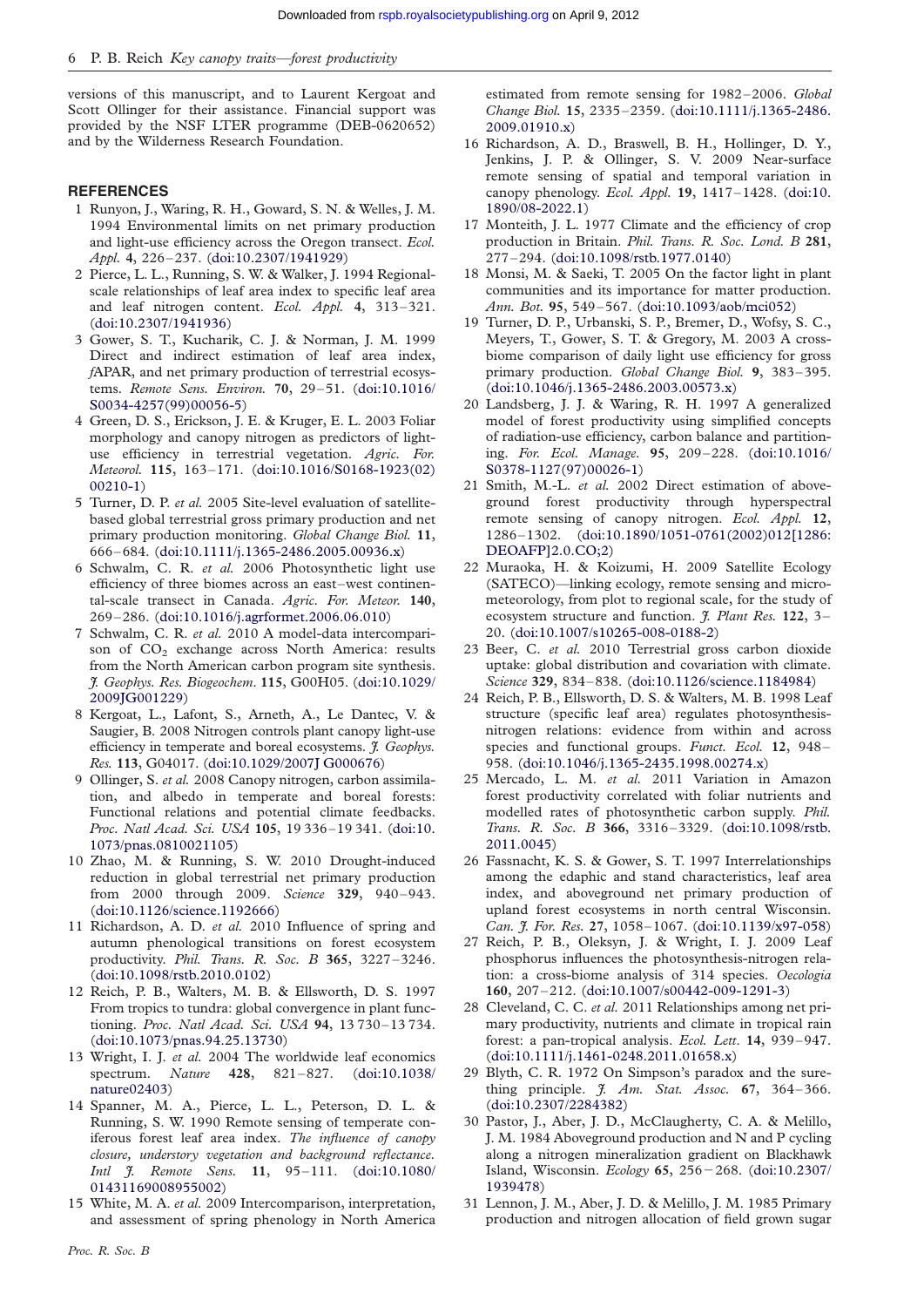versions of this manuscript, and to Laurent Kergoat and Scott Ollinger for their assistance. Financial support was provided by the NSF LTER programme (DEB-0620652) and by the Wilderness Research Foundation.

## REFERENCES

1 Runyon, J., Waring, R. H., Goward, S. N. & Welles, J. M. 1994 Environmental limits on net primary production and light-use efficiency across the Oregon transect. *Ecol. Appl.* **4**, 226–237. (doi:10.2307/1941929)

2 Pierce, L. L., Running, S. W. & Walker, J. 1994 Regional-scale relationships of leaf area index to specific leaf area and leaf nitrogen content. *Ecol. Appl.* **4**, 313–321. (doi:10.2307/1941936)

3 Gower, S. T., Kucharik, C. J. & Norman, J. M. 1999 Direct and indirect estimation of leaf area index, *f*APAR, and net primary production of terrestrial ecosystems. *Remote Sens. Environ.* **70**, 29–51. (doi:10.1016/S0034-4257(99)00056-5)

4 Green, D. S., Erickson, J. E. & Kruger, E. L. 2003 Foliar morphology and canopy nitrogen as predictors of light-use efficiency in terrestrial vegetation. *Agric. For. Meteorol.* **115**, 163–171. (doi:10.1016/S0168-1923(02)00210-1)

5 Turner, D. P. *et al.* 2005 Site-level evaluation of satellite-based global terrestrial gross primary production and net primary production monitoring. *Global Change Biol.* **11**, 666–684. (doi:10.1111/j.1365-2486.2005.00936.x)

6 Schwalm, C. R. *et al.* 2006 Photosynthetic light use efficiency of three biomes across an east–west continental-scale transect in Canada. *Agric. For. Meteor.* **140**, 269–286. (doi:10.1016/j.agrformet.2006.06.010)

7 Schwalm, C. R. *et al.* 2010 A model-data intercomparison of $CO_2$ exchange across North America: results from the North American carbon program site synthesis. *J. Geophys. Res. Biogeochem.* **115**, G00H05. (doi:10.1029/2009JG001229)

8 Kergoat, L., Lafont, S., Arneth, A., Le Dantec, V. & Saugier, B. 2008 Nitrogen controls plant canopy light-use efficiency in temperate and boreal ecosystems. *J. Geophys. Res.* **113**, G04017. (doi:10.1029/2007J G000676)

9 Ollinger, S. *et al.* 2008 Canopy nitrogen, carbon assimilation, and albedo in temperate and boreal forests: Functional relations and potential climate feedbacks. *Proc. Natl Acad. Sci. USA* **105**, 19 336–19 341. (doi:10.1073/pnas.0810021105)

10 Zhao, M. & Running, S. W. 2010 Drought-induced reduction in global terrestrial net primary production from 2000 through 2009. *Science* **329**, 940–943. (doi:10.1126/science.1192666)

11 Richardson, A. D. *et al.* 2010 Influence of spring and autumn phenological transitions on forest ecosystem productivity. *Phil. Trans. R. Soc. B* **365**, 3227–3246. (doi:10.1098/rstb.2010.0102)

12 Reich, P. B., Walters, M. B. & Ellsworth, D. S. 1997 From tropics to tundra: global convergence in plant functioning. *Proc. Natl Acad. Sci. USA* **94**, 13 730–13 734. (doi:10.1073/pnas.94.25.13730)

13 Wright, I. J. *et al.* 2004 The worldwide leaf economics spectrum. *Nature* **428**, 821–827. (doi:10.1038/nature02403)

14 Spanner, M. A., Pierce, L. L., Peterson, D. L. & Running, S. W. 1990 Remote sensing of temperate coniferous forest leaf area index. *The influence of canopy closure, understory vegetation and background reflectance. Intl J. Remote Sens.* **11**, 95–111. (doi:10.1080/01431169008955002)

15 White, M. A. *et al.* 2009 Intercomparison, interpretation, and assessment of spring phenology in North America estimated from remote sensing for 1982–2006. *Global Change Biol.* **15**, 2335–2359. (doi:10.1111/j.1365-2486.2009.01910.x)

16 Richardson, A. D., Braswell, B. H., Hollinger, D. Y., Jenkins, J. P. & Ollinger, S. V. 2009 Near-surface remote sensing of spatial and temporal variation in canopy phenology. *Ecol. Appl.* **19**, 1417–1428. (doi:10.1890/08-2022.1)

17 Monteith, J. L. 1977 Climate and the efficiency of crop production in Britain. *Phil. Trans. R. Soc. Lond. B* **281**, 277–294. (doi:10.1098/rstb.1977.0140)

18 Monsi, M. & Saeki, T. 2005 On the factor light in plant communities and its importance for matter production. *Ann. Bot.* **95**, 549–567. (doi:10.1093/aob/mci052)

19 Turner, D. P., Urbanski, S. P., Bremer, D., Wofsy, S. C., Meyers, T., Gower, S. T. & Gregory, M. 2003 A cross-biome comparison of daily light use efficiency for gross primary production. *Global Change Biol.* **9**, 383–395. (doi:10.1046/j.1365-2486.2003.00573.x)

20 Landsberg, J. J. & Waring, R. H. 1997 A generalized model of forest productivity using simplified concepts of radiation-use efficiency, carbon balance and partitioning. *For. Ecol. Manage.* **95**, 209–228. (doi:10.1016/S0378-1127(97)00026-1)

21 Smith, M.-L. *et al.* 2002 Direct estimation of aboveground forest productivity through hyperspectral remote sensing of canopy nitrogen. *Ecol. Appl.* **12**, 1286–1302. (doi:10.1890/1051-0761(2002)012[1286:DEOAFP]2.0.CO;2)

22 Muraoka, H. & Koizumi, H. 2009 Satellite Ecology (SATECO)—linking ecology, remote sensing and micrometeorology, from plot to regional scale, for the study of ecosystem structure and function. *J. Plant Res.* **122**, 3–20. (doi:10.1007/s10265-008-0188-2)

23 Beer, C. *et al.* 2010 Terrestrial gross carbon dioxide uptake: global distribution and covariation with climate. *Science* **329**, 834–838. (doi:10.1126/science.1184984)

24 Reich, P. B., Ellsworth, D. S. & Walters, M. B. 1998 Leaf structure (specific leaf area) regulates photosynthesis-nitrogen relations: evidence from within and across species and functional groups. *Funct. Ecol.* **12**, 948–958. (doi:10.1046/j.1365-2435.1998.00274.x)

25 Mercado, L. M. *et al.* 2011 Variation in Amazon forest productivity correlated with foliar nutrients and modelled rates of photosynthetic carbon supply. *Phil. Trans. R. Soc. B* **366**, 3316–3329. (doi:10.1098/rstb.2011.0045)

26 Fassnacht, K. S. & Gower, S. T. 1997 Interrelationships among the edaphic and stand characteristics, leaf area index, and aboveground net primary production of upland forest ecosystems in north central Wisconsin. *Can. J. For. Res.* **27**, 1058–1067. (doi:10.1139/x97-058)

27 Reich, P. B., Oleksyn, J. & Wright, I. J. 2009 Leaf phosphorus influences the photosynthesis-nitrogen relation: a cross-biome analysis of 314 species. *Oecologia* **160**, 207–212. (doi:10.1007/s00442-009-1291-3)

28 Cleveland, C. C. *et al.* 2011 Relationships among net primary productivity, nutrients and climate in tropical rain forest: a pan-tropical analysis. *Ecol. Lett.* **14**, 939–947. (doi:10.1111/j.1461-0248.2011.01658.x)

29 Blyth, C. R. 1972 On Simpson's paradox and the sure-thing principle. *J. Am. Stat. Assoc.* **67**, 364–366. (doi:10.2307/2284382)

30 Pastor, J., Aber, J. D., McClaugherty, C. A. & Melillo, J. M. 1984 Aboveground production and N and P cycling along a nitrogen mineralization gradient on Blackhawk Island, Wisconsin. *Ecology* **65**, 256–268. (doi:10.2307/1939478)

31 Lennon, J. M., Aber, J. D. & Melillo, J. M. 1985 Primary production and nitrogen allocation of field grown sugar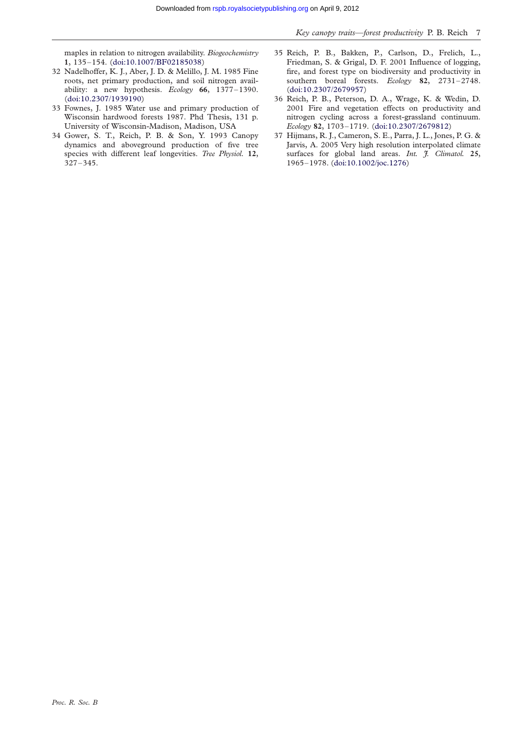maples in relation to nitrogen availability. *Biogeochemistry* **1**, 135–154. (doi:10.1007/BF02185038)

32 Nadelhoffer, K. J., Aber, J. D. & Melillo, J. M. 1985 Fine roots, net primary production, and soil nitrogen availability: a new hypothesis. *Ecology* **66**, 1377–1390. (doi:10.2307/1939190)

33 Fownes, J. 1985 Water use and primary production of Wisconsin hardwood forests 1987. Phd Thesis, 131 p. University of Wisconsin-Madison, Madison, USA

34 Gower, S. T., Reich, P. B. & Son, Y. 1993 Canopy dynamics and aboveground production of five tree species with different leaf longevities. *Tree Physiol.* **12**, 327–345.

35 Reich, P. B., Bakken, P., Carlson, D., Frelich, L., Friedman, S. & Grigal, D. F. 2001 Influence of logging, fire, and forest type on biodiversity and productivity in southern boreal forests. *Ecology* **82**, 2731–2748. (doi:10.2307/2679957)

36 Reich, P. B., Peterson, D. A., Wrage, K. & Wedin, D. 2001 Fire and vegetation effects on productivity and nitrogen cycling across a forest-grassland continuum. *Ecology* **82**, 1703–1719. (doi:10.2307/2679812)

37 Hijmans, R. J., Cameron, S. E., Parra, J. L., Jones, P. G. & Jarvis, A. 2005 Very high resolution interpolated climate surfaces for global land areas. *Int. J. Climatol.* **25**, 1965–1978. (doi:10.1002/joc.1276)